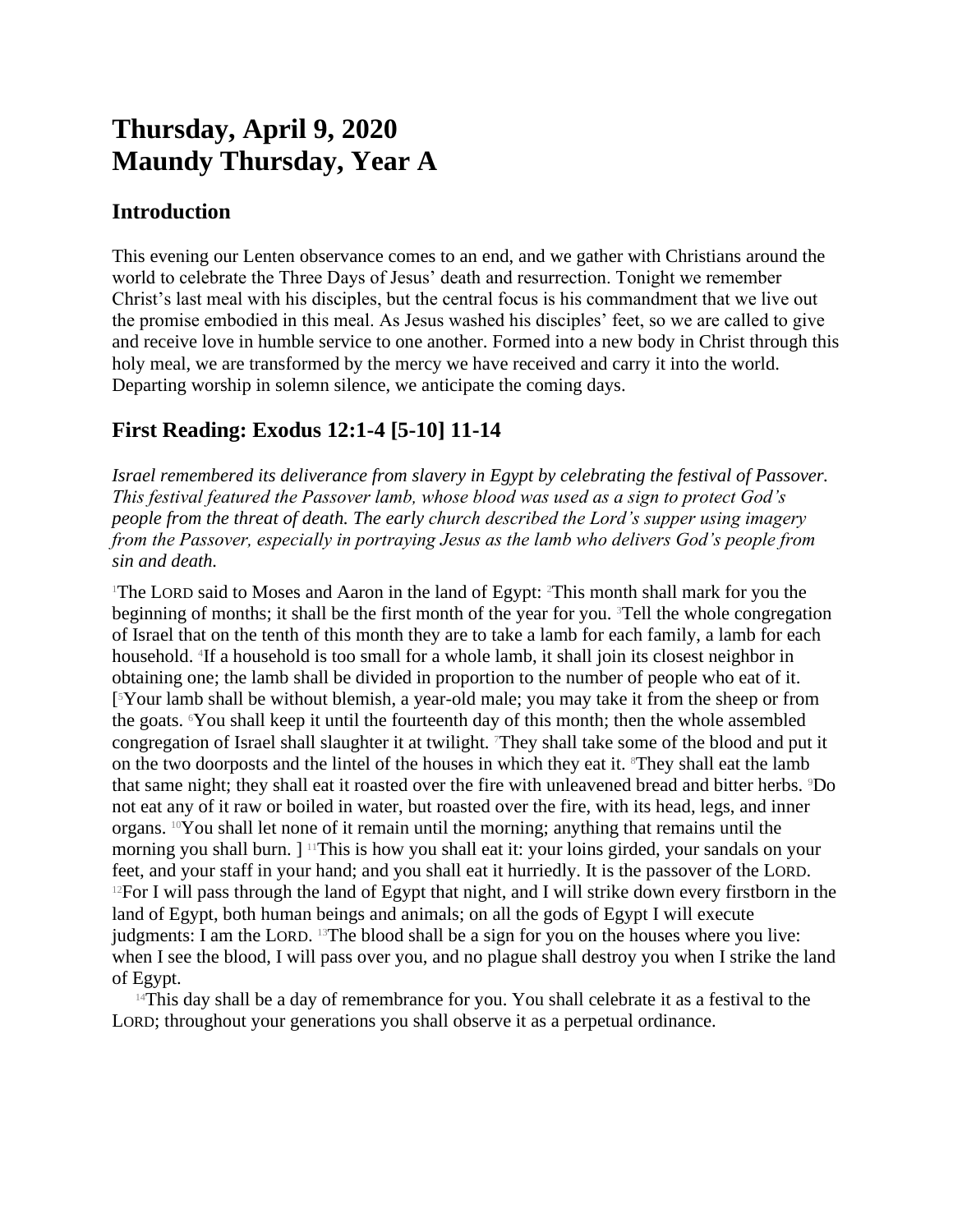# Thursday, April 9, 2020
# Maundy Thursday, Year A

## Introduction

This evening our Lenten observance comes to an end, and we gather with Christians around the world to celebrate the Three Days of Jesus' death and resurrection. Tonight we remember Christ's last meal with his disciples, but the central focus is his commandment that we live out the promise embodied in this meal. As Jesus washed his disciples' feet, so we are called to give and receive love in humble service to one another. Formed into a new body in Christ through this holy meal, we are transformed by the mercy we have received and carry it into the world. Departing worship in solemn silence, we anticipate the coming days.

## First Reading: Exodus 12:1-4 [5-10] 11-14

*Israel remembered its deliverance from slavery in Egypt by celebrating the festival of Passover. This festival featured the Passover lamb, whose blood was used as a sign to protect God's people from the threat of death. The early church described the Lord's supper using imagery from the Passover, especially in portraying Jesus as the lamb who delivers God's people from sin and death.*

[1]The LORD said to Moses and Aaron in the land of Egypt: [2]This month shall mark for you the beginning of months; it shall be the first month of the year for you. [3]Tell the whole congregation of Israel that on the tenth of this month they are to take a lamb for each family, a lamb for each household. [4]If a household is too small for a whole lamb, it shall join its closest neighbor in obtaining one; the lamb shall be divided in proportion to the number of people who eat of it. [[5]Your lamb shall be without blemish, a year-old male; you may take it from the sheep or from the goats. [6]You shall keep it until the fourteenth day of this month; then the whole assembled congregation of Israel shall slaughter it at twilight. [7]They shall take some of the blood and put it on the two doorposts and the lintel of the houses in which they eat it. [8]They shall eat the lamb that same night; they shall eat it roasted over the fire with unleavened bread and bitter herbs. [9]Do not eat any of it raw or boiled in water, but roasted over the fire, with its head, legs, and inner organs. [10]You shall let none of it remain until the morning; anything that remains until the morning you shall burn. ] [11]This is how you shall eat it: your loins girded, your sandals on your feet, and your staff in your hand; and you shall eat it hurriedly. It is the passover of the LORD. [12]For I will pass through the land of Egypt that night, and I will strike down every firstborn in the land of Egypt, both human beings and animals; on all the gods of Egypt I will execute judgments: I am the LORD. [13]The blood shall be a sign for you on the houses where you live: when I see the blood, I will pass over you, and no plague shall destroy you when I strike the land of Egypt.

[14]This day shall be a day of remembrance for you. You shall celebrate it as a festival to the LORD; throughout your generations you shall observe it as a perpetual ordinance.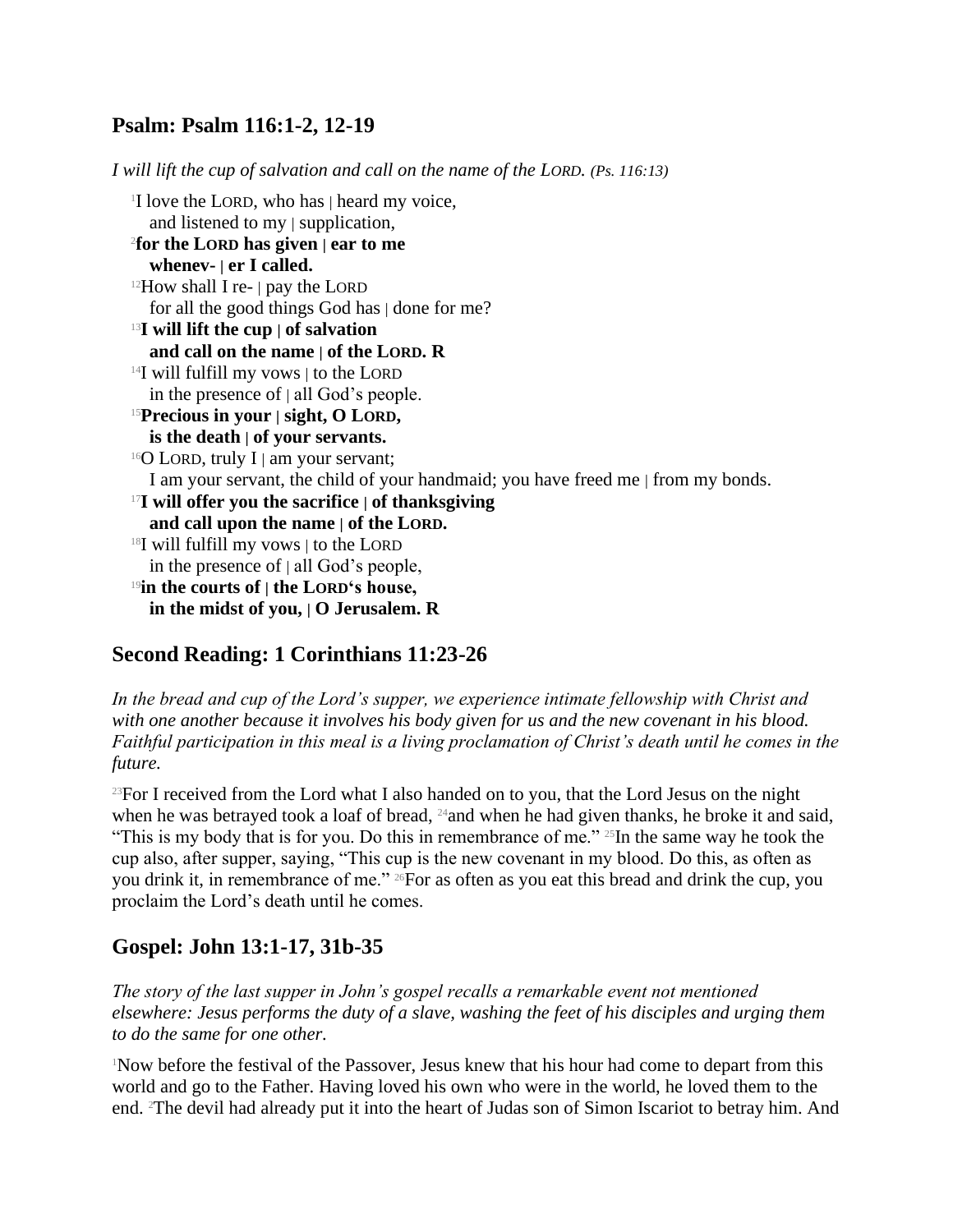## Psalm: Psalm 116:1-2, 12-19

*I will lift the cup of salvation and call on the name of the LORD. (Ps. 116:13)*

[1]I love the LORD, who has | heard my voice,
and listened to my | supplication,
[2]**for the LORD has given | ear to me**
**whenev- | er I called.**
[12]How shall I re- | pay the LORD
for all the good things God has | done for me?
[13]**I will lift the cup | of salvation**
**and call on the name | of the LORD. R**
[14]I will fulfill my vows | to the LORD
in the presence of | all God's people.
[15]**Precious in your | sight, O LORD,**
**is the death | of your servants.**
[16]O LORD, truly I | am your servant;
I am your servant, the child of your handmaid; you have freed me | from my bonds.
[17]**I will offer you the sacrifice | of thanksgiving**
**and call upon the name | of the LORD.**
[18]I will fulfill my vows | to the LORD
in the presence of | all God's people,
[19]**in the courts of | the LORD's house,**
**in the midst of you, | O Jerusalem. R**

## Second Reading: 1 Corinthians 11:23-26

*In the bread and cup of the Lord's supper, we experience intimate fellowship with Christ and with one another because it involves his body given for us and the new covenant in his blood. Faithful participation in this meal is a living proclamation of Christ's death until he comes in the future.*

[23]For I received from the Lord what I also handed on to you, that the Lord Jesus on the night when he was betrayed took a loaf of bread, [24]and when he had given thanks, he broke it and said, "This is my body that is for you. Do this in remembrance of me." [25]In the same way he took the cup also, after supper, saying, "This cup is the new covenant in my blood. Do this, as often as you drink it, in remembrance of me." [26]For as often as you eat this bread and drink the cup, you proclaim the Lord's death until he comes.

## Gospel: John 13:1-17, 31b-35

*The story of the last supper in John's gospel recalls a remarkable event not mentioned elsewhere: Jesus performs the duty of a slave, washing the feet of his disciples and urging them to do the same for one other.*

[1]Now before the festival of the Passover, Jesus knew that his hour had come to depart from this world and go to the Father. Having loved his own who were in the world, he loved them to the end. [2]The devil had already put it into the heart of Judas son of Simon Iscariot to betray him. And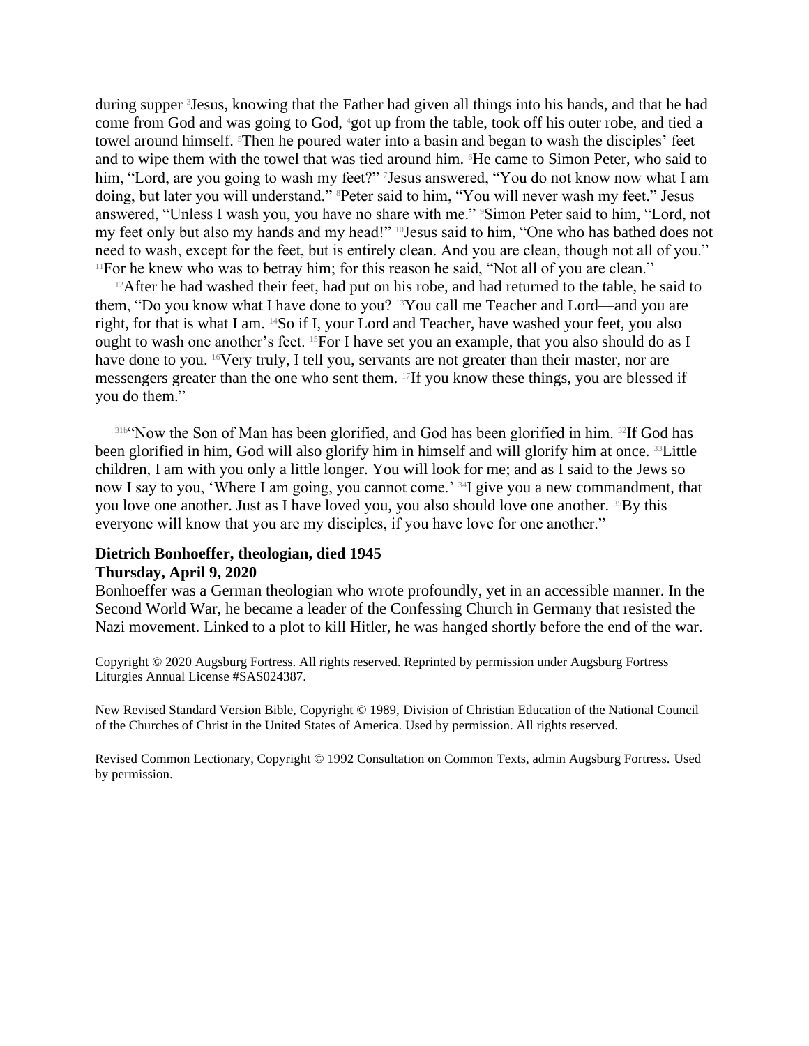during supper [3]Jesus, knowing that the Father had given all things into his hands, and that he had come from God and was going to God, [4]got up from the table, took off his outer robe, and tied a towel around himself. [5]Then he poured water into a basin and began to wash the disciples' feet and to wipe them with the towel that was tied around him. [6]He came to Simon Peter, who said to him, "Lord, are you going to wash my feet?" [7]Jesus answered, "You do not know now what I am doing, but later you will understand." [8]Peter said to him, "You will never wash my feet." Jesus answered, "Unless I wash you, you have no share with me." [9]Simon Peter said to him, "Lord, not my feet only but also my hands and my head!" [10]Jesus said to him, "One who has bathed does not need to wash, except for the feet, but is entirely clean. And you are clean, though not all of you." [11]For he knew who was to betray him; for this reason he said, "Not all of you are clean."

[12]After he had washed their feet, had put on his robe, and had returned to the table, he said to them, "Do you know what I have done to you? [13]You call me Teacher and Lord—and you are right, for that is what I am. [14]So if I, your Lord and Teacher, have washed your feet, you also ought to wash one another's feet. [15]For I have set you an example, that you also should do as I have done to you. [16]Very truly, I tell you, servants are not greater than their master, nor are messengers greater than the one who sent them. [17]If you know these things, you are blessed if you do them."

[31b]"Now the Son of Man has been glorified, and God has been glorified in him. [32]If God has been glorified in him, God will also glorify him in himself and will glorify him at once. [33]Little children, I am with you only a little longer. You will look for me; and as I said to the Jews so now I say to you, 'Where I am going, you cannot come.' [34]I give you a new commandment, that you love one another. Just as I have loved you, you also should love one another. [35]By this everyone will know that you are my disciples, if you have love for one another."

**Dietrich Bonhoeffer, theologian, died 1945**
**Thursday, April 9, 2020**

Bonhoeffer was a German theologian who wrote profoundly, yet in an accessible manner. In the Second World War, he became a leader of the Confessing Church in Germany that resisted the Nazi movement. Linked to a plot to kill Hitler, he was hanged shortly before the end of the war.

Copyright © 2020 Augsburg Fortress. All rights reserved. Reprinted by permission under Augsburg Fortress Liturgies Annual License #SAS024387.

New Revised Standard Version Bible, Copyright © 1989, Division of Christian Education of the National Council of the Churches of Christ in the United States of America. Used by permission. All rights reserved.

Revised Common Lectionary, Copyright © 1992 Consultation on Common Texts, admin Augsburg Fortress. Used by permission.